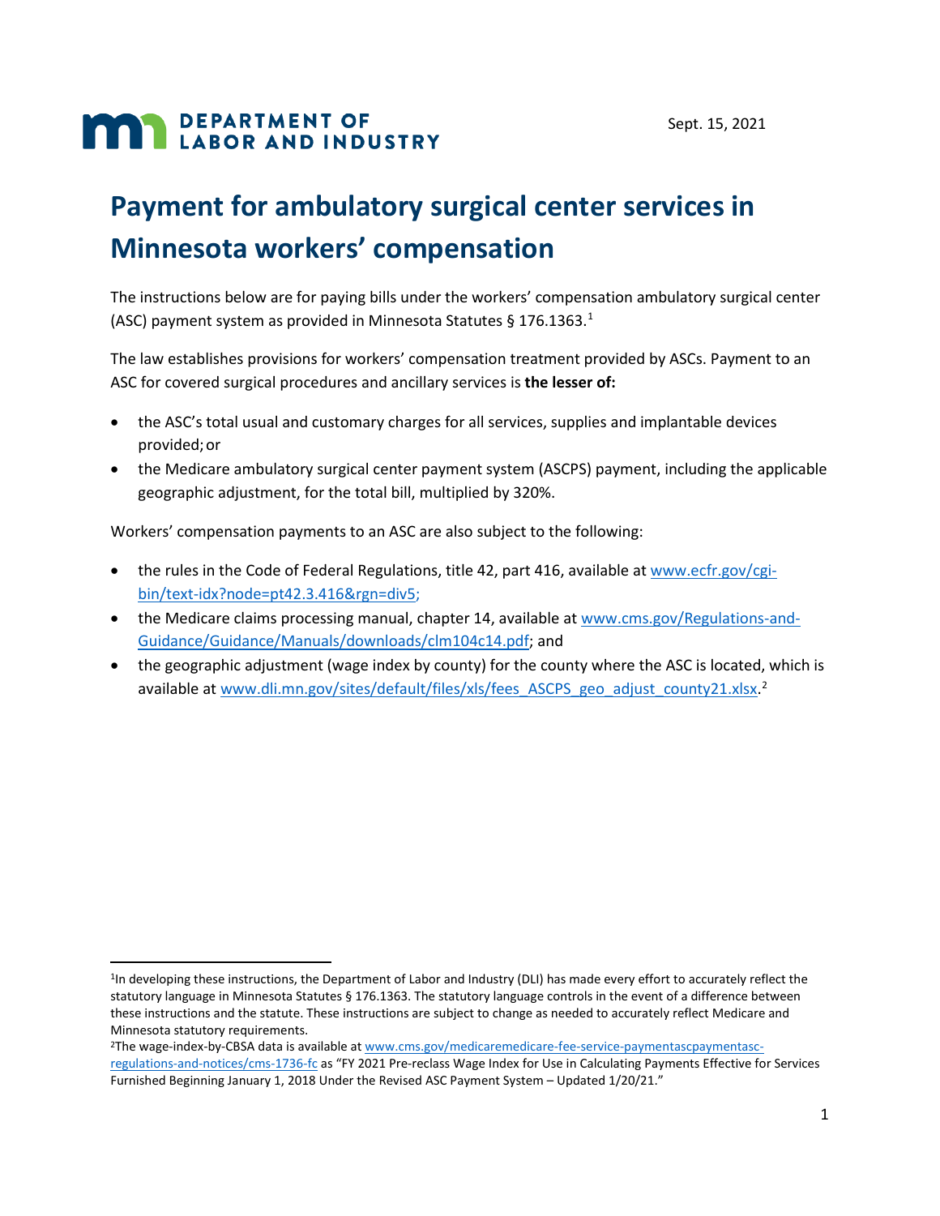DEPARTMENT OF LABOR AND INDUSTRY

Sept. 15, 2021

# Payment for ambulatory surgical center services in Minnesota workers' compensation

The instructions below are for paying bills under the workers' compensation ambulatory surgical center (ASC) payment system as provided in Minnesota Statutes § 176.1363.[1]

The law establishes provisions for workers' compensation treatment provided by ASCs. Payment to an ASC for covered surgical procedures and ancillary services is **the lesser of:**

- the ASC's total usual and customary charges for all services, supplies and implantable devices provided; or
- the Medicare ambulatory surgical center payment system (ASCPS) payment, including the applicable geographic adjustment, for the total bill, multiplied by 320%.

Workers' compensation payments to an ASC are also subject to the following:

- the rules in the Code of Federal Regulations, title 42, part 416, available at www.ecfr.gov/cgi-bin/text-idx?node=pt42.3.416&rgn=div5;
- the Medicare claims processing manual, chapter 14, available at www.cms.gov/Regulations-and-Guidance/Guidance/Manuals/downloads/clm104c14.pdf; and
- the geographic adjustment (wage index by county) for the county where the ASC is located, which is available at www.dli.mn.gov/sites/default/files/xls/fees_ASCPS_geo_adjust_county21.xlsx.[2]

---

[1] In developing these instructions, the Department of Labor and Industry (DLI) has made every effort to accurately reflect the statutory language in Minnesota Statutes § 176.1363. The statutory language controls in the event of a difference between these instructions and the statute. These instructions are subject to change as needed to accurately reflect Medicare and Minnesota statutory requirements.

[2] The wage-index-by-CBSA data is available at www.cms.gov/medicaremedicare-fee-service-paymentascpaymentasc-regulations-and-notices/cms-1736-fc as "FY 2021 Pre-reclass Wage Index for Use in Calculating Payments Effective for Services Furnished Beginning January 1, 2018 Under the Revised ASC Payment System – Updated 1/20/21."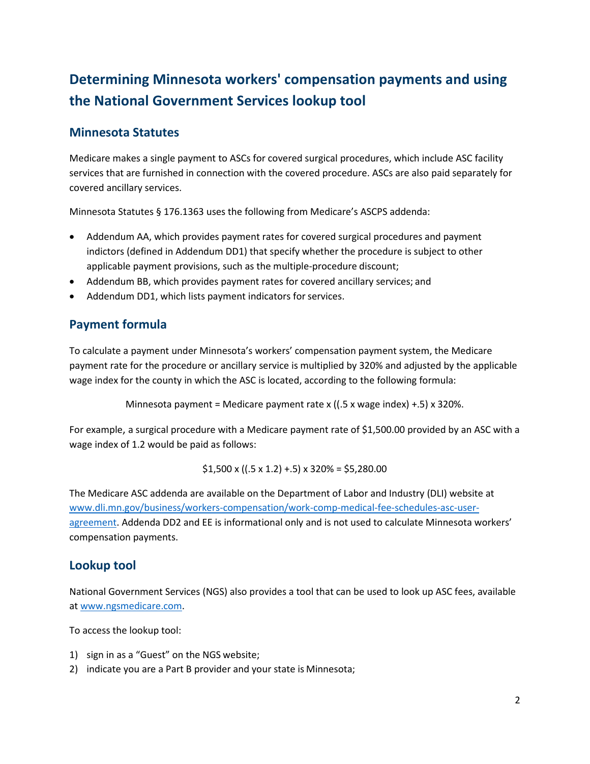# Determining Minnesota workers' compensation payments and using the National Government Services lookup tool

## Minnesota Statutes

Medicare makes a single payment to ASCs for covered surgical procedures, which include ASC facility services that are furnished in connection with the covered procedure. ASCs are also paid separately for covered ancillary services.

Minnesota Statutes § 176.1363 uses the following from Medicare's ASCPS addenda:

- Addendum AA, which provides payment rates for covered surgical procedures and payment indictors (defined in Addendum DD1) that specify whether the procedure is subject to other applicable payment provisions, such as the multiple-procedure discount;
- Addendum BB, which provides payment rates for covered ancillary services; and
- Addendum DD1, which lists payment indicators for services.

## Payment formula

To calculate a payment under Minnesota's workers' compensation payment system, the Medicare payment rate for the procedure or ancillary service is multiplied by 320% and adjusted by the applicable wage index for the county in which the ASC is located, according to the following formula:

$$\text{Minnesota payment} = \text{Medicare payment rate} \times ((.5 \times \text{wage index}) + .5) \times 320\%.$$

For example, a surgical procedure with a Medicare payment rate of $1,500.00 provided by an ASC with a wage index of 1.2 would be paid as follows:

$$\$1{,}500 \times ((.5 \times 1.2) + .5) \times 320\% = \$5{,}280.00$$

The Medicare ASC addenda are available on the Department of Labor and Industry (DLI) website at [www.dli.mn.gov/business/workers-compensation/work-comp-medical-fee-schedules-asc-user-agreement](www.dli.mn.gov/business/workers-compensation/work-comp-medical-fee-schedules-asc-user-agreement). Addenda DD2 and EE is informational only and is not used to calculate Minnesota workers' compensation payments.

## Lookup tool

National Government Services (NGS) also provides a tool that can be used to look up ASC fees, available at [www.ngsmedicare.com](www.ngsmedicare.com).

To access the lookup tool:

1) sign in as a "Guest" on the NGS website;
2) indicate you are a Part B provider and your state is Minnesota;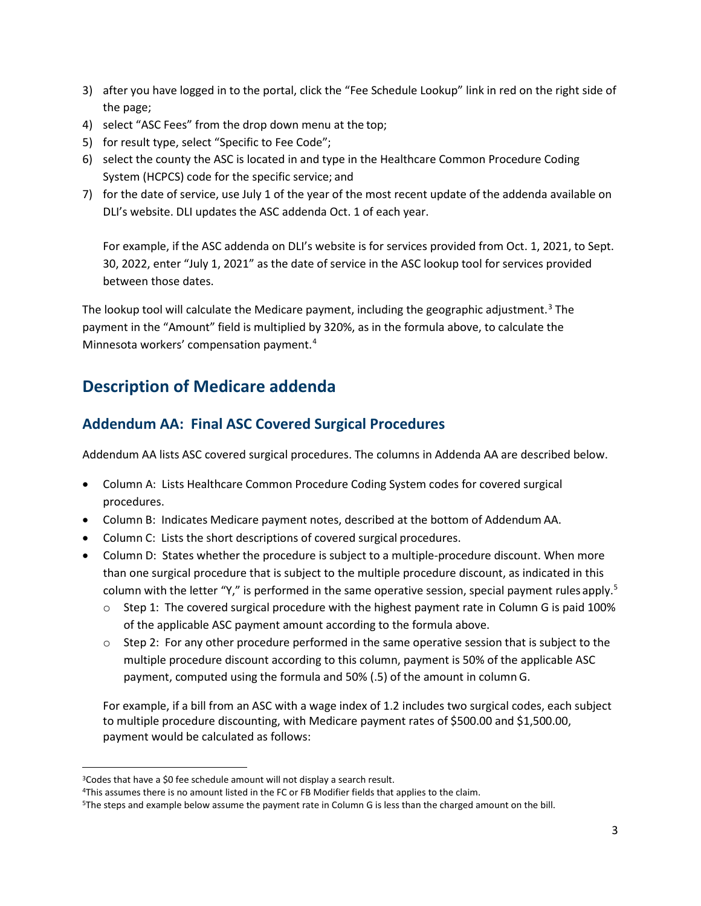3) after you have logged in to the portal, click the "Fee Schedule Lookup" link in red on the right side of the page;
4) select "ASC Fees" from the drop down menu at the top;
5) for result type, select "Specific to Fee Code";
6) select the county the ASC is located in and type in the Healthcare Common Procedure Coding System (HCPCS) code for the specific service; and
7) for the date of service, use July 1 of the year of the most recent update of the addenda available on DLI's website. DLI updates the ASC addenda Oct. 1 of each year.

   For example, if the ASC addenda on DLI's website is for services provided from Oct. 1, 2021, to Sept. 30, 2022, enter "July 1, 2021" as the date of service in the ASC lookup tool for services provided between those dates.

The lookup tool will calculate the Medicare payment, including the geographic adjustment.[3] The payment in the "Amount" field is multiplied by 320%, as in the formula above, to calculate the Minnesota workers' compensation payment.[4]

## Description of Medicare addenda

### Addendum AA: Final ASC Covered Surgical Procedures

Addendum AA lists ASC covered surgical procedures. The columns in Addenda AA are described below.

- Column A: Lists Healthcare Common Procedure Coding System codes for covered surgical procedures.
- Column B: Indicates Medicare payment notes, described at the bottom of Addendum AA.
- Column C: Lists the short descriptions of covered surgical procedures.
- Column D: States whether the procedure is subject to a multiple-procedure discount. When more than one surgical procedure that is subject to the multiple procedure discount, as indicated in this column with the letter "Y," is performed in the same operative session, special payment rules apply.[5]
  - Step 1: The covered surgical procedure with the highest payment rate in Column G is paid 100% of the applicable ASC payment amount according to the formula above.
  - Step 2: For any other procedure performed in the same operative session that is subject to the multiple procedure discount according to this column, payment is 50% of the applicable ASC payment, computed using the formula and 50% (.5) of the amount in column G.

  For example, if a bill from an ASC with a wage index of 1.2 includes two surgical codes, each subject to multiple procedure discounting, with Medicare payment rates of $500.00 and $1,500.00, payment would be calculated as follows:

---

[3] Codes that have a $0 fee schedule amount will not display a search result.

[4] This assumes there is no amount listed in the FC or FB Modifier fields that applies to the claim.

[5] The steps and example below assume the payment rate in Column G is less than the charged amount on the bill.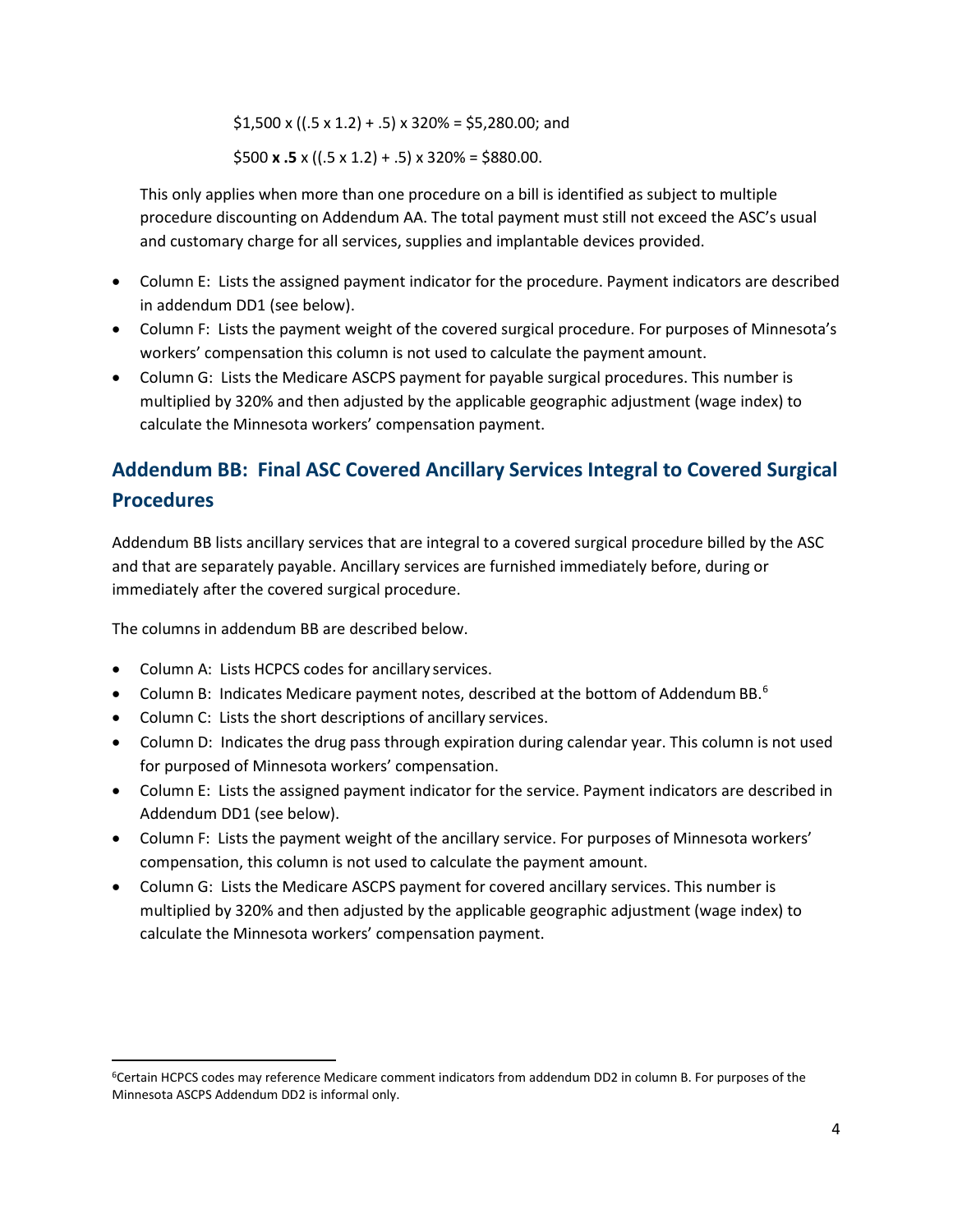$1,500 x ((.5 x 1.2) + .5) x 320% = $5,280.00; and

$500 **x .5** x ((.5 x 1.2) + .5) x 320% = $880.00.

This only applies when more than one procedure on a bill is identified as subject to multiple procedure discounting on Addendum AA. The total payment must still not exceed the ASC's usual and customary charge for all services, supplies and implantable devices provided.

- Column E: Lists the assigned payment indicator for the procedure. Payment indicators are described in addendum DD1 (see below).
- Column F: Lists the payment weight of the covered surgical procedure. For purposes of Minnesota's workers' compensation this column is not used to calculate the payment amount.
- Column G: Lists the Medicare ASCPS payment for payable surgical procedures. This number is multiplied by 320% and then adjusted by the applicable geographic adjustment (wage index) to calculate the Minnesota workers' compensation payment.

## Addendum BB: Final ASC Covered Ancillary Services Integral to Covered Surgical Procedures

Addendum BB lists ancillary services that are integral to a covered surgical procedure billed by the ASC and that are separately payable. Ancillary services are furnished immediately before, during or immediately after the covered surgical procedure.

The columns in addendum BB are described below.

- Column A: Lists HCPCS codes for ancillary services.
- Column B: Indicates Medicare payment notes, described at the bottom of Addendum BB.[6]
- Column C: Lists the short descriptions of ancillary services.
- Column D: Indicates the drug pass through expiration during calendar year. This column is not used for purposed of Minnesota workers' compensation.
- Column E: Lists the assigned payment indicator for the service. Payment indicators are described in Addendum DD1 (see below).
- Column F: Lists the payment weight of the ancillary service. For purposes of Minnesota workers' compensation, this column is not used to calculate the payment amount.
- Column G: Lists the Medicare ASCPS payment for covered ancillary services. This number is multiplied by 320% and then adjusted by the applicable geographic adjustment (wage index) to calculate the Minnesota workers' compensation payment.

[6]Certain HCPCS codes may reference Medicare comment indicators from addendum DD2 in column B. For purposes of the Minnesota ASCPS Addendum DD2 is informal only.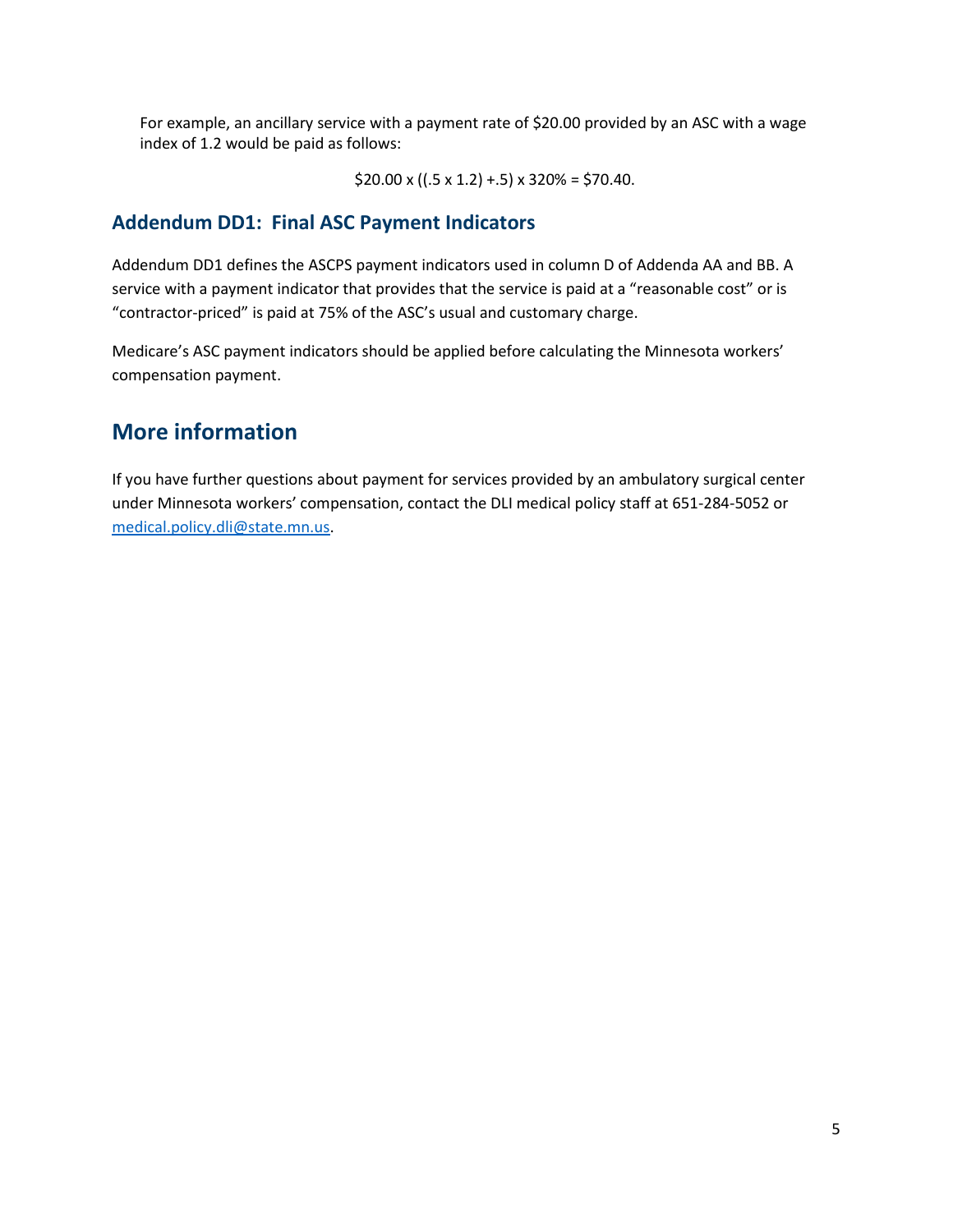For example, an ancillary service with a payment rate of \$20.00 provided by an ASC with a wage index of 1.2 would be paid as follows:

$$\$20.00 \times ((.5 \times 1.2) + .5) \times 320\% = \$70.40.$$

## Addendum DD1: Final ASC Payment Indicators

Addendum DD1 defines the ASCPS payment indicators used in column D of Addenda AA and BB. A service with a payment indicator that provides that the service is paid at a "reasonable cost" or is "contractor-priced" is paid at 75% of the ASC's usual and customary charge.

Medicare's ASC payment indicators should be applied before calculating the Minnesota workers' compensation payment.

# More information

If you have further questions about payment for services provided by an ambulatory surgical center under Minnesota workers' compensation, contact the DLI medical policy staff at 651-284-5052 or [medical.policy.dli@state.mn.us](mailto:medical.policy.dli@state.mn.us).